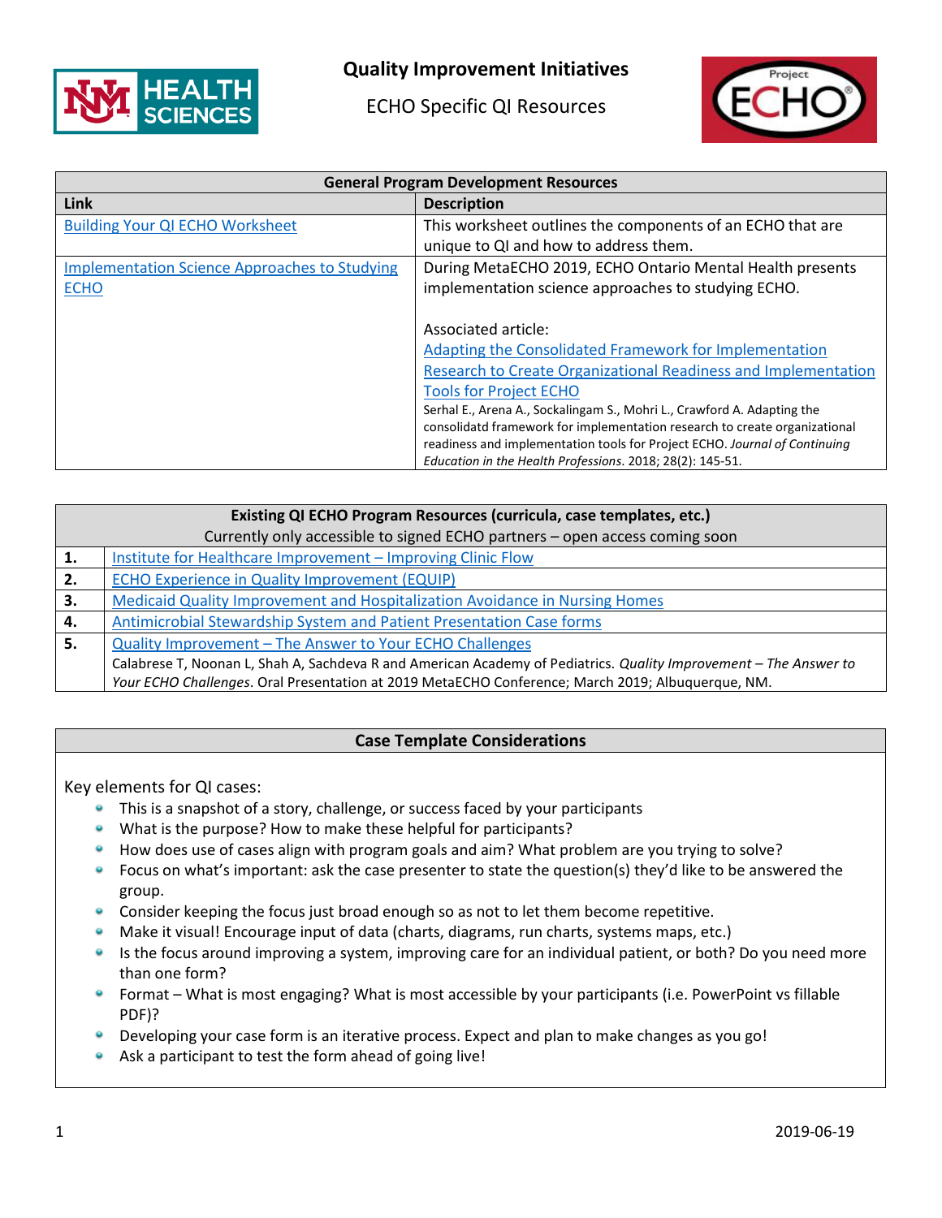# Quality Improvement Initiatives

ECHO Specific QI Resources

| General Program Development Resources | |
|---|---|
| **Link** | **Description** |
| Building Your QI ECHO Worksheet | This worksheet outlines the components of an ECHO that are unique to QI and how to address them. |
| Implementation Science Approaches to Studying ECHO | During MetaECHO 2019, ECHO Ontario Mental Health presents implementation science approaches to studying ECHO.<br><br>Associated article:<br>Adapting the Consolidated Framework for Implementation Research to Create Organizational Readiness and Implementation Tools for Project ECHO<br>Serhal E., Arena A., Sockalingam S., Mohri L., Crawford A. Adapting the consolidatd framework for implementation research to create organizational readiness and implementation tools for Project ECHO. *Journal of Continuing Education in the Health Professions*. 2018; 28(2): 145-51. |

| Existing QI ECHO Program Resources (curricula, case templates, etc.)<br>Currently only accessible to signed ECHO partners – open access coming soon | |
|---|---|
| **1.** | Institute for Healthcare Improvement – Improving Clinic Flow |
| **2.** | ECHO Experience in Quality Improvement (EQUIP) |
| **3.** | Medicaid Quality Improvement and Hospitalization Avoidance in Nursing Homes |
| **4.** | Antimicrobial Stewardship System and Patient Presentation Case forms |
| **5.** | Quality Improvement – The Answer to Your ECHO Challenges<br>Calabrese T, Noonan L, Shah A, Sachdeva R and American Academy of Pediatrics. *Quality Improvement – The Answer to Your ECHO Challenges*. Oral Presentation at 2019 MetaECHO Conference; March 2019; Albuquerque, NM. |

## Case Template Considerations

Key elements for QI cases:

- This is a snapshot of a story, challenge, or success faced by your participants
- What is the purpose? How to make these helpful for participants?
- How does use of cases align with program goals and aim? What problem are you trying to solve?
- Focus on what's important: ask the case presenter to state the question(s) they'd like to be answered the group.
- Consider keeping the focus just broad enough so as not to let them become repetitive.
- Make it visual! Encourage input of data (charts, diagrams, run charts, systems maps, etc.)
- Is the focus around improving a system, improving care for an individual patient, or both? Do you need more than one form?
- Format – What is most engaging? What is most accessible by your participants (i.e. PowerPoint vs fillable PDF)?
- Developing your case form is an iterative process. Expect and plan to make changes as you go!
- Ask a participant to test the form ahead of going live!

2019-06-19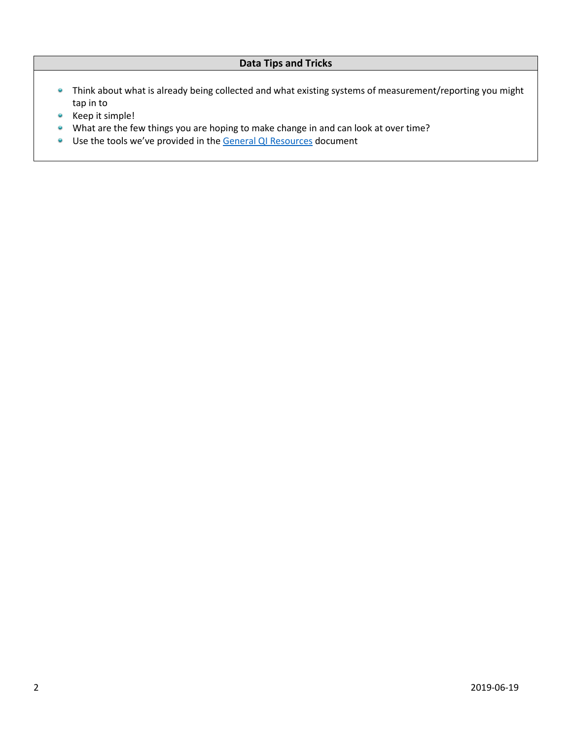**Data Tips and Tricks**

- Think about what is already being collected and what existing systems of measurement/reporting you might tap in to
- Keep it simple!
- What are the few things you are hoping to make change in and can look at over time?
- Use the tools we've provided in the General QI Resources document